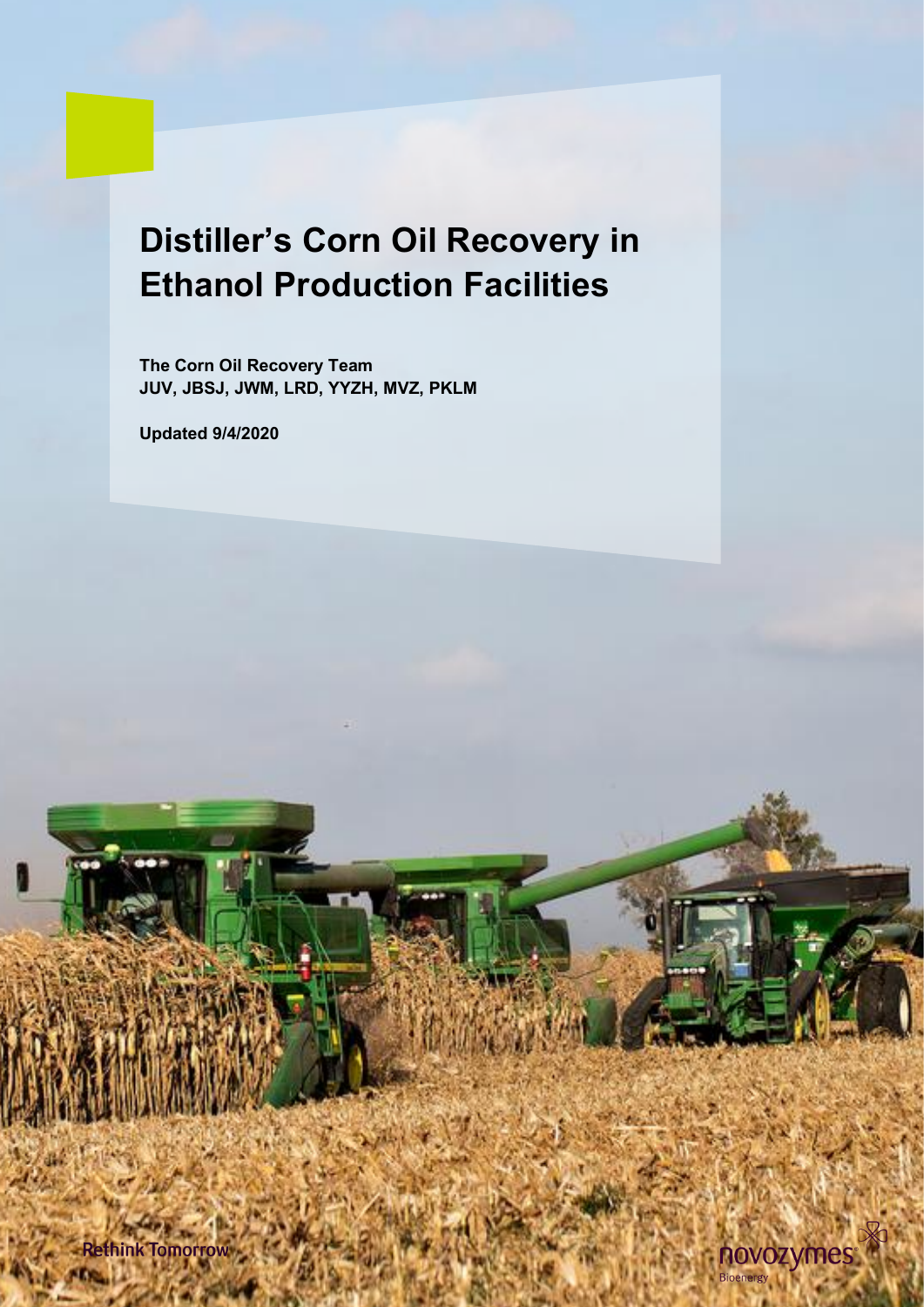# Distiller's Corn Oil Recovery in Ethanol Production Facilities

**The Corn Oil Recovery Team**
**JUV, JBSJ, JWM, LRD, YYZH, MVZ, PKLM**

**Updated 9/4/2020**

Rethink Tomorrow

novozymes
Bioenergy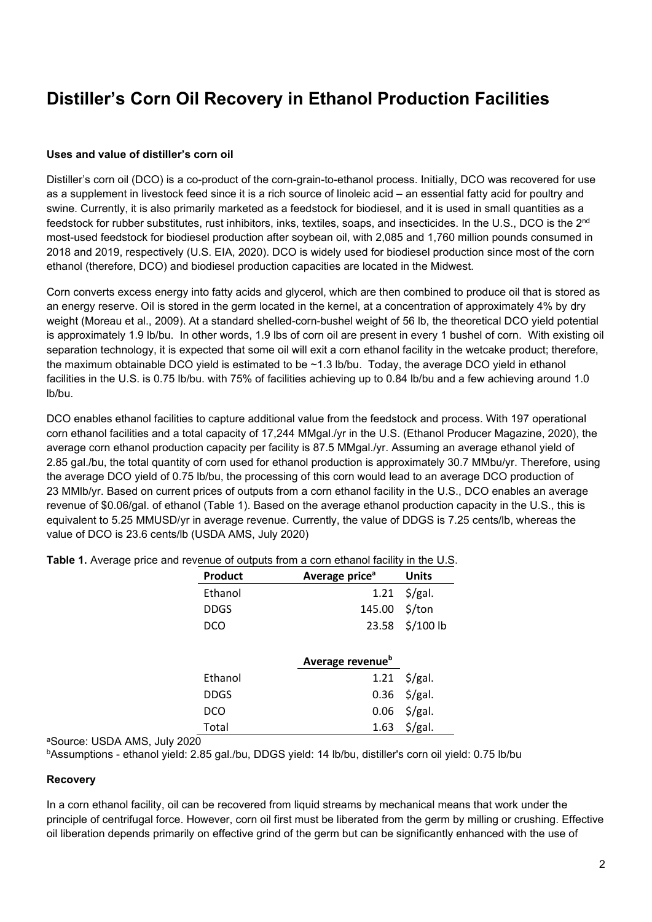# Distiller's Corn Oil Recovery in Ethanol Production Facilities

**Uses and value of distiller's corn oil**

Distiller's corn oil (DCO) is a co-product of the corn-grain-to-ethanol process. Initially, DCO was recovered for use as a supplement in livestock feed since it is a rich source of linoleic acid – an essential fatty acid for poultry and swine. Currently, it is also primarily marketed as a feedstock for biodiesel, and it is used in small quantities as a feedstock for rubber substitutes, rust inhibitors, inks, textiles, soaps, and insecticides. In the U.S., DCO is the 2nd most-used feedstock for biodiesel production after soybean oil, with 2,085 and 1,760 million pounds consumed in 2018 and 2019, respectively (U.S. EIA, 2020). DCO is widely used for biodiesel production since most of the corn ethanol (therefore, DCO) and biodiesel production capacities are located in the Midwest.

Corn converts excess energy into fatty acids and glycerol, which are then combined to produce oil that is stored as an energy reserve. Oil is stored in the germ located in the kernel, at a concentration of approximately 4% by dry weight (Moreau et al., 2009). At a standard shelled-corn-bushel weight of 56 lb, the theoretical DCO yield potential is approximately 1.9 lb/bu. In other words, 1.9 lbs of corn oil are present in every 1 bushel of corn. With existing oil separation technology, it is expected that some oil will exit a corn ethanol facility in the wetcake product; therefore, the maximum obtainable DCO yield is estimated to be ~1.3 lb/bu. Today, the average DCO yield in ethanol facilities in the U.S. is 0.75 lb/bu. with 75% of facilities achieving up to 0.84 lb/bu and a few achieving around 1.0 lb/bu.

DCO enables ethanol facilities to capture additional value from the feedstock and process. With 197 operational corn ethanol facilities and a total capacity of 17,244 MMgal./yr in the U.S. (Ethanol Producer Magazine, 2020), the average corn ethanol production capacity per facility is 87.5 MMgal./yr. Assuming an average ethanol yield of 2.85 gal./bu, the total quantity of corn used for ethanol production is approximately 30.7 MMbu/yr. Therefore, using the average DCO yield of 0.75 lb/bu, the processing of this corn would lead to an average DCO production of 23 MMlb/yr. Based on current prices of outputs from a corn ethanol facility in the U.S., DCO enables an average revenue of $0.06/gal. of ethanol (Table 1). Based on the average ethanol production capacity in the U.S., this is equivalent to 5.25 MMUSD/yr in average revenue. Currently, the value of DDGS is 7.25 cents/lb, whereas the value of DCO is 23.6 cents/lb (USDA AMS, July 2020)

**Table 1.** Average price and revenue of outputs from a corn ethanol facility in the U.S.

| Product | Average price[a] | Units |
|---|---|---|
| Ethanol | 1.21 | $/gal. |
| DDGS | 145.00 | $/ton |
| DCO | 23.58 | $/100 lb |
| | **Average revenue[b]** | |
| Ethanol | 1.21 | $/gal. |
| DDGS | 0.36 | $/gal. |
| DCO | 0.06 | $/gal. |
| Total | 1.63 | $/gal. |

[a]Source: USDA AMS, July 2020

[b]Assumptions - ethanol yield: 2.85 gal./bu, DDGS yield: 14 lb/bu, distiller's corn oil yield: 0.75 lb/bu

**Recovery**

In a corn ethanol facility, oil can be recovered from liquid streams by mechanical means that work under the principle of centrifugal force. However, corn oil first must be liberated from the germ by milling or crushing. Effective oil liberation depends primarily on effective grind of the germ but can be significantly enhanced with the use of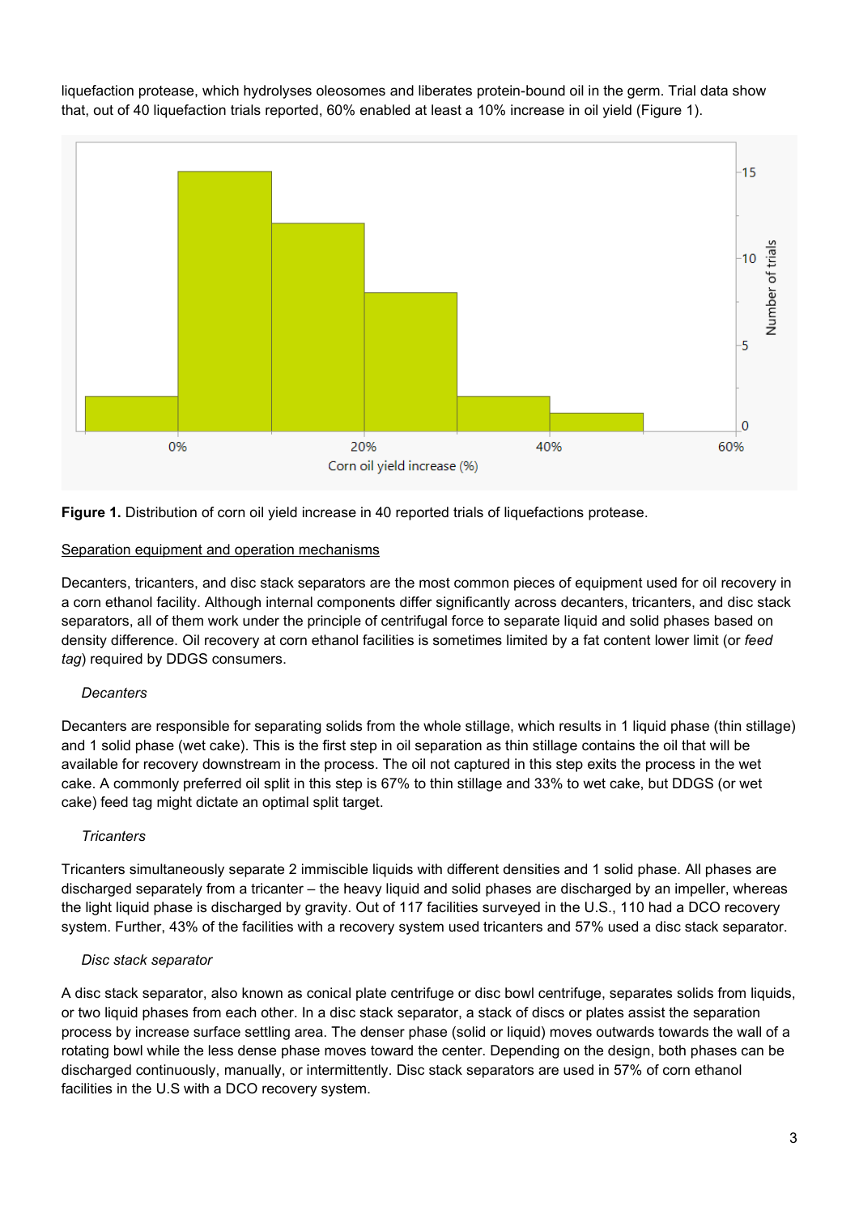liquefaction protease, which hydrolyses oleosomes and liberates protein-bound oil in the germ. Trial data show that, out of 40 liquefaction trials reported, 60% enabled at least a 10% increase in oil yield (Figure 1).

**Figure 1.** Distribution of corn oil yield increase in 40 reported trials of liquefactions protease.

<u>Separation equipment and operation mechanisms</u>

Decanters, tricanters, and disc stack separators are the most common pieces of equipment used for oil recovery in a corn ethanol facility. Although internal components differ significantly across decanters, tricanters, and disc stack separators, all of them work under the principle of centrifugal force to separate liquid and solid phases based on density difference. Oil recovery at corn ethanol facilities is sometimes limited by a fat content lower limit (or *feed tag*) required by DDGS consumers.

*Decanters*

Decanters are responsible for separating solids from the whole stillage, which results in 1 liquid phase (thin stillage) and 1 solid phase (wet cake). This is the first step in oil separation as thin stillage contains the oil that will be available for recovery downstream in the process. The oil not captured in this step exits the process in the wet cake. A commonly preferred oil split in this step is 67% to thin stillage and 33% to wet cake, but DDGS (or wet cake) feed tag might dictate an optimal split target.

*Tricanters*

Tricanters simultaneously separate 2 immiscible liquids with different densities and 1 solid phase. All phases are discharged separately from a tricanter – the heavy liquid and solid phases are discharged by an impeller, whereas the light liquid phase is discharged by gravity. Out of 117 facilities surveyed in the U.S., 110 had a DCO recovery system. Further, 43% of the facilities with a recovery system used tricanters and 57% used a disc stack separator.

*Disc stack separator*

A disc stack separator, also known as conical plate centrifuge or disc bowl centrifuge, separates solids from liquids, or two liquid phases from each other. In a disc stack separator, a stack of discs or plates assist the separation process by increase surface settling area. The denser phase (solid or liquid) moves outwards towards the wall of a rotating bowl while the less dense phase moves toward the center. Depending on the design, both phases can be discharged continuously, manually, or intermittently. Disc stack separators are used in 57% of corn ethanol facilities in the U.S with a DCO recovery system.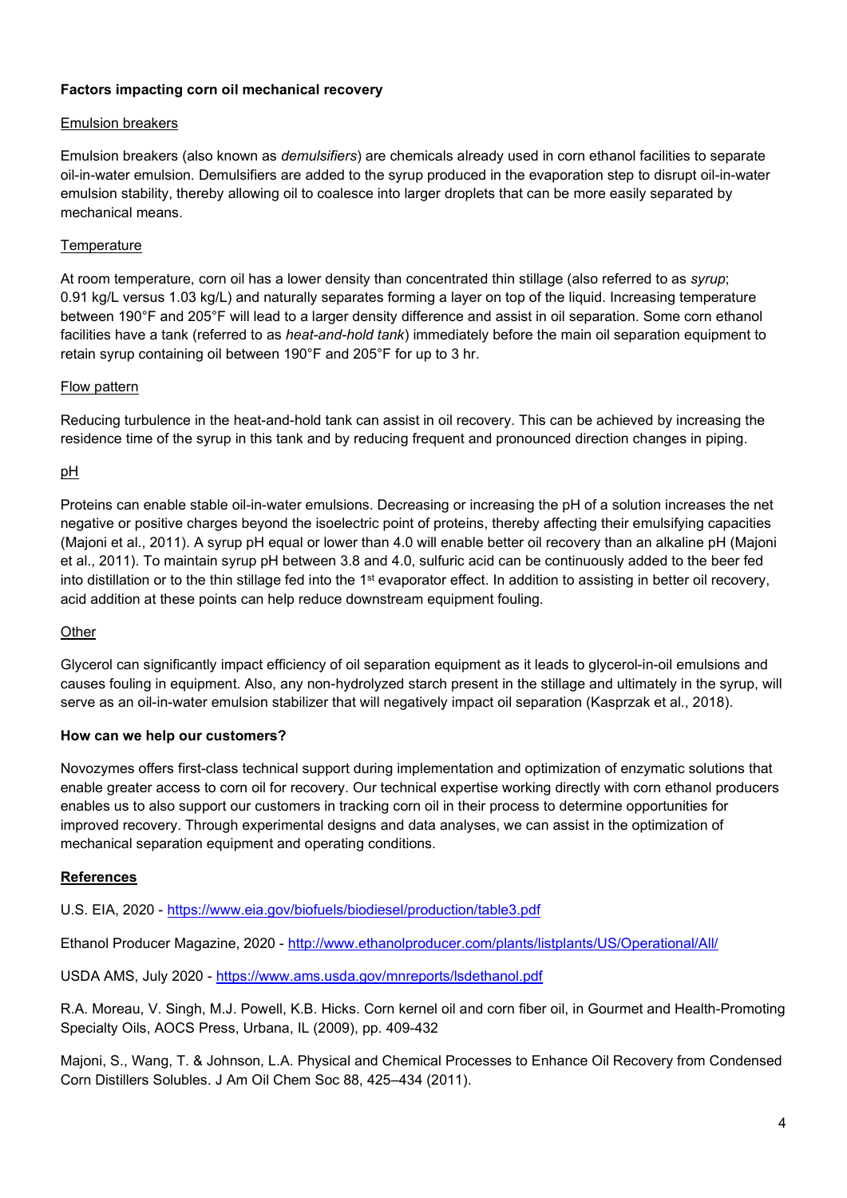## Factors impacting corn oil mechanical recovery

### Emulsion breakers

Emulsion breakers (also known as *demulsifiers*) are chemicals already used in corn ethanol facilities to separate oil-in-water emulsion. Demulsifiers are added to the syrup produced in the evaporation step to disrupt oil-in-water emulsion stability, thereby allowing oil to coalesce into larger droplets that can be more easily separated by mechanical means.

### Temperature

At room temperature, corn oil has a lower density than concentrated thin stillage (also referred to as *syrup*; 0.91 kg/L versus 1.03 kg/L) and naturally separates forming a layer on top of the liquid. Increasing temperature between 190°F and 205°F will lead to a larger density difference and assist in oil separation. Some corn ethanol facilities have a tank (referred to as *heat-and-hold tank*) immediately before the main oil separation equipment to retain syrup containing oil between 190°F and 205°F for up to 3 hr.

### Flow pattern

Reducing turbulence in the heat-and-hold tank can assist in oil recovery. This can be achieved by increasing the residence time of the syrup in this tank and by reducing frequent and pronounced direction changes in piping.

### pH

Proteins can enable stable oil-in-water emulsions. Decreasing or increasing the pH of a solution increases the net negative or positive charges beyond the isoelectric point of proteins, thereby affecting their emulsifying capacities (Majoni et al., 2011). A syrup pH equal or lower than 4.0 will enable better oil recovery than an alkaline pH (Majoni et al., 2011). To maintain syrup pH between 3.8 and 4.0, sulfuric acid can be continuously added to the beer fed into distillation or to the thin stillage fed into the 1st evaporator effect. In addition to assisting in better oil recovery, acid addition at these points can help reduce downstream equipment fouling.

### Other

Glycerol can significantly impact efficiency of oil separation equipment as it leads to glycerol-in-oil emulsions and causes fouling in equipment. Also, any non-hydrolyzed starch present in the stillage and ultimately in the syrup, will serve as an oil-in-water emulsion stabilizer that will negatively impact oil separation (Kasprzak et al., 2018).

## How can we help our customers?

Novozymes offers first-class technical support during implementation and optimization of enzymatic solutions that enable greater access to corn oil for recovery. Our technical expertise working directly with corn ethanol producers enables us to also support our customers in tracking corn oil in their process to determine opportunities for improved recovery. Through experimental designs and data analyses, we can assist in the optimization of mechanical separation equipment and operating conditions.

## References

U.S. EIA, 2020 - https://www.eia.gov/biofuels/biodiesel/production/table3.pdf

Ethanol Producer Magazine, 2020 - http://www.ethanolproducer.com/plants/listplants/US/Operational/All/

USDA AMS, July 2020 - https://www.ams.usda.gov/mnreports/lsdethanol.pdf

R.A. Moreau, V. Singh, M.J. Powell, K.B. Hicks. Corn kernel oil and corn fiber oil, in Gourmet and Health-Promoting Specialty Oils, AOCS Press, Urbana, IL (2009), pp. 409-432

Majoni, S., Wang, T. & Johnson, L.A. Physical and Chemical Processes to Enhance Oil Recovery from Condensed Corn Distillers Solubles. J Am Oil Chem Soc 88, 425–434 (2011).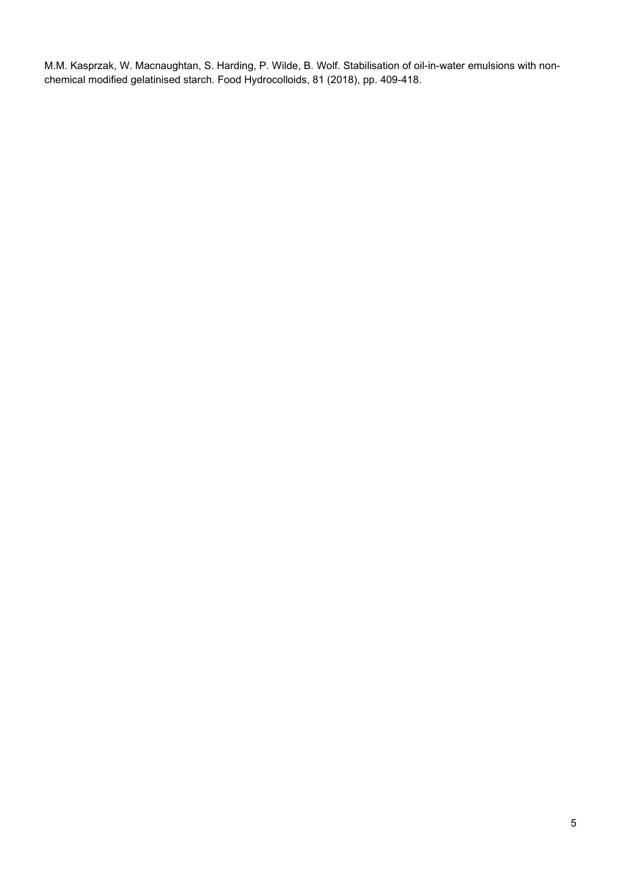M.M. Kasprzak, W. Macnaughtan, S. Harding, P. Wilde, B. Wolf. Stabilisation of oil-in-water emulsions with non-chemical modified gelatinised starch. Food Hydrocolloids, 81 (2018), pp. 409-418.